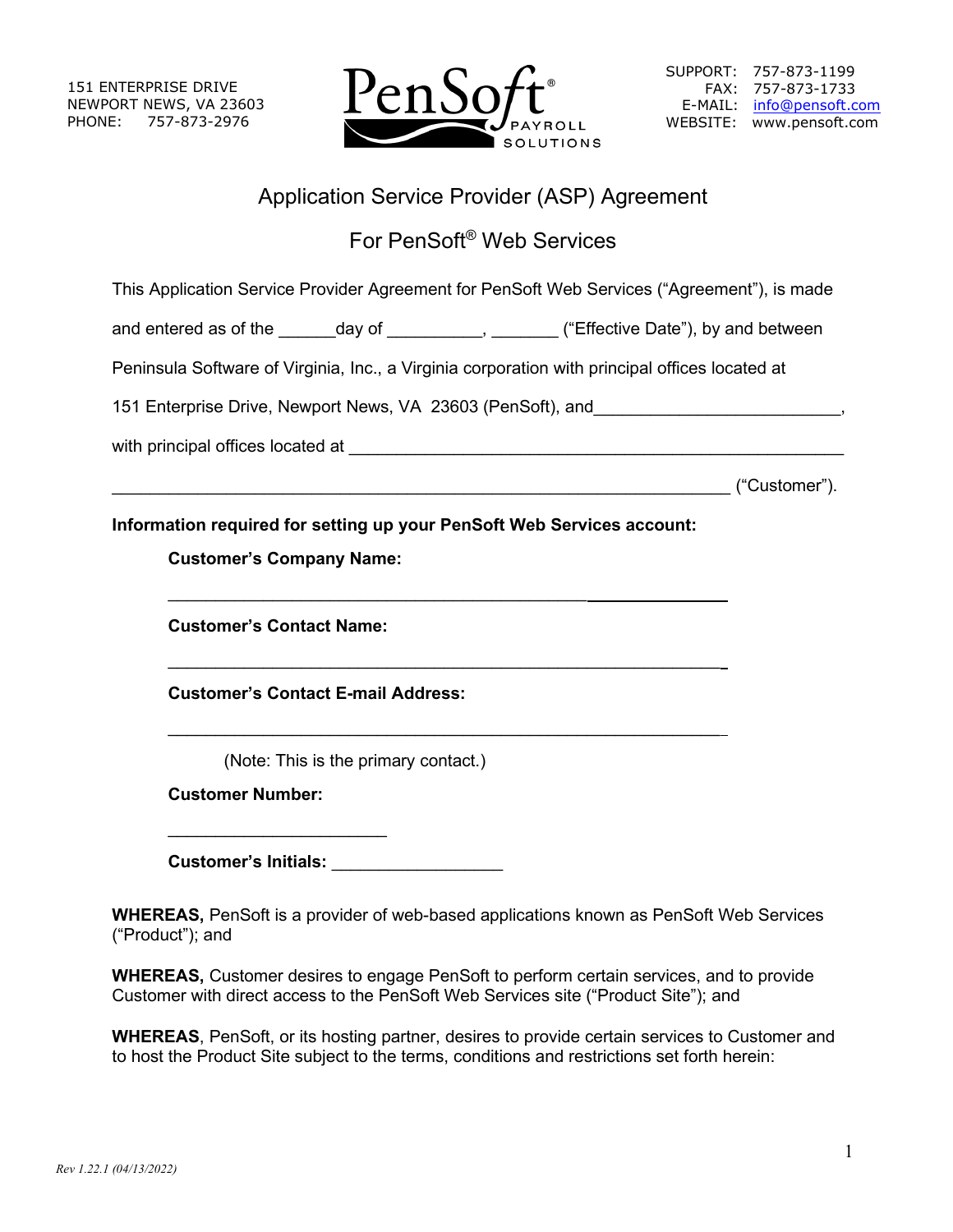151 ENTERPRISE DRIVE
NEWPORT NEWS, VA 23603
PHONE: 757-873-2976

PenSoft® PAYROLL SOLUTIONS

SUPPORT: 757-873-1199
FAX: 757-873-1733
E-MAIL: info@pensoft.com
WEBSITE: www.pensoft.com

# Application Service Provider (ASP) Agreement

# For PenSoft® Web Services

This Application Service Provider Agreement for PenSoft Web Services ("Agreement"), is made and entered as of the ______day of __________, _______ ("Effective Date"), by and between Peninsula Software of Virginia, Inc., a Virginia corporation with principal offices located at 151 Enterprise Drive, Newport News, VA 23603 (PenSoft), and__________________________, with principal offices located at _____________________________________________________ _____________________________________________________________________ ("Customer").

**Information required for setting up your PenSoft Web Services account:**

**Customer's Company Name:**

____________________________________________________________

**Customer's Contact Name:**

____________________________________________________________

**Customer's Contact E-mail Address:**

____________________________________________________________

(Note: This is the primary contact.)

**Customer Number:**

________________________

**Customer's Initials:** __________________

**WHEREAS,** PenSoft is a provider of web-based applications known as PenSoft Web Services ("Product"); and

**WHEREAS,** Customer desires to engage PenSoft to perform certain services, and to provide Customer with direct access to the PenSoft Web Services site ("Product Site"); and

**WHEREAS**, PenSoft, or its hosting partner, desires to provide certain services to Customer and to host the Product Site subject to the terms, conditions and restrictions set forth herein:

*Rev 1.22.1 (04/13/2022)*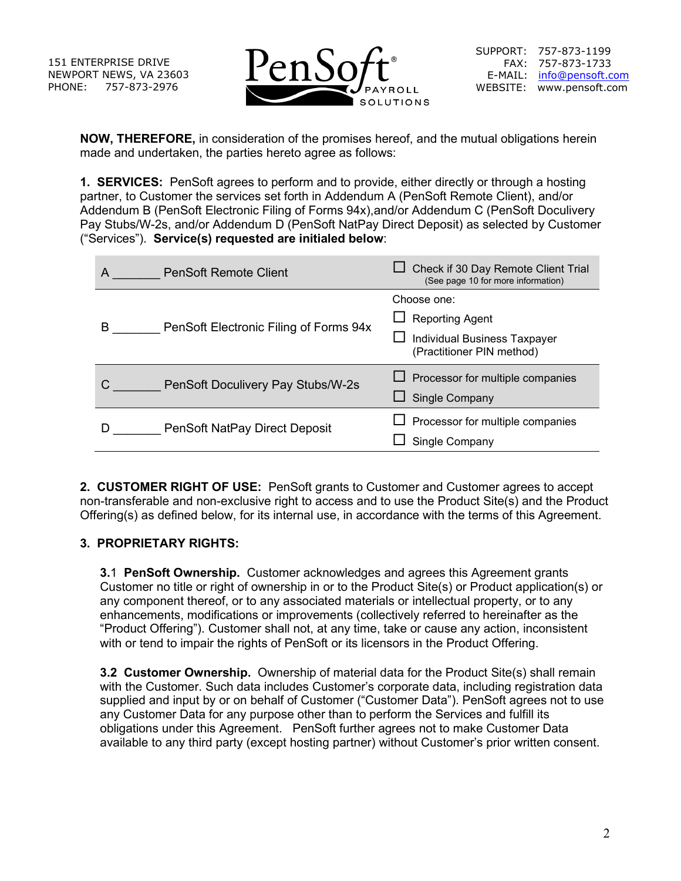151 ENTERPRISE DRIVE
NEWPORT NEWS, VA 23603
PHONE: 757-873-2976

SUPPORT: 757-873-1199
FAX: 757-873-1733
E-MAIL: info@pensoft.com
WEBSITE: www.pensoft.com

**NOW, THEREFORE,** in consideration of the promises hereof, and the mutual obligations herein made and undertaken, the parties hereto agree as follows:

**1. SERVICES:** PenSoft agrees to perform and to provide, either directly or through a hosting partner, to Customer the services set forth in Addendum A (PenSoft Remote Client), and/or Addendum B (PenSoft Electronic Filing of Forms 94x),and/or Addendum C (PenSoft Doculivery Pay Stubs/W-2s, and/or Addendum D (PenSoft NatPay Direct Deposit) as selected by Customer ("Services"). **Service(s) requested are initialed below**:

| Service | Options |
|---|---|
| A _______ PenSoft Remote Client | ☐ Check if 30 Day Remote Client Trial (See page 10 for more information) |
| B _______ PenSoft Electronic Filing of Forms 94x | Choose one:<br>☐ Reporting Agent<br>☐ Individual Business Taxpayer (Practitioner PIN method) |
| C _______ PenSoft Doculivery Pay Stubs/W-2s | ☐ Processor for multiple companies<br>☐ Single Company |
| D _______ PenSoft NatPay Direct Deposit | ☐ Processor for multiple companies<br>☐ Single Company |

**2. CUSTOMER RIGHT OF USE:** PenSoft grants to Customer and Customer agrees to accept non-transferable and non-exclusive right to access and to use the Product Site(s) and the Product Offering(s) as defined below, for its internal use, in accordance with the terms of this Agreement.

**3. PROPRIETARY RIGHTS:**

**3.1 PenSoft Ownership.** Customer acknowledges and agrees this Agreement grants Customer no title or right of ownership in or to the Product Site(s) or Product application(s) or any component thereof, or to any associated materials or intellectual property, or to any enhancements, modifications or improvements (collectively referred to hereinafter as the "Product Offering"). Customer shall not, at any time, take or cause any action, inconsistent with or tend to impair the rights of PenSoft or its licensors in the Product Offering.

**3.2 Customer Ownership.** Ownership of material data for the Product Site(s) shall remain with the Customer. Such data includes Customer's corporate data, including registration data supplied and input by or on behalf of Customer ("Customer Data"). PenSoft agrees not to use any Customer Data for any purpose other than to perform the Services and fulfill its obligations under this Agreement. PenSoft further agrees not to make Customer Data available to any third party (except hosting partner) without Customer's prior written consent.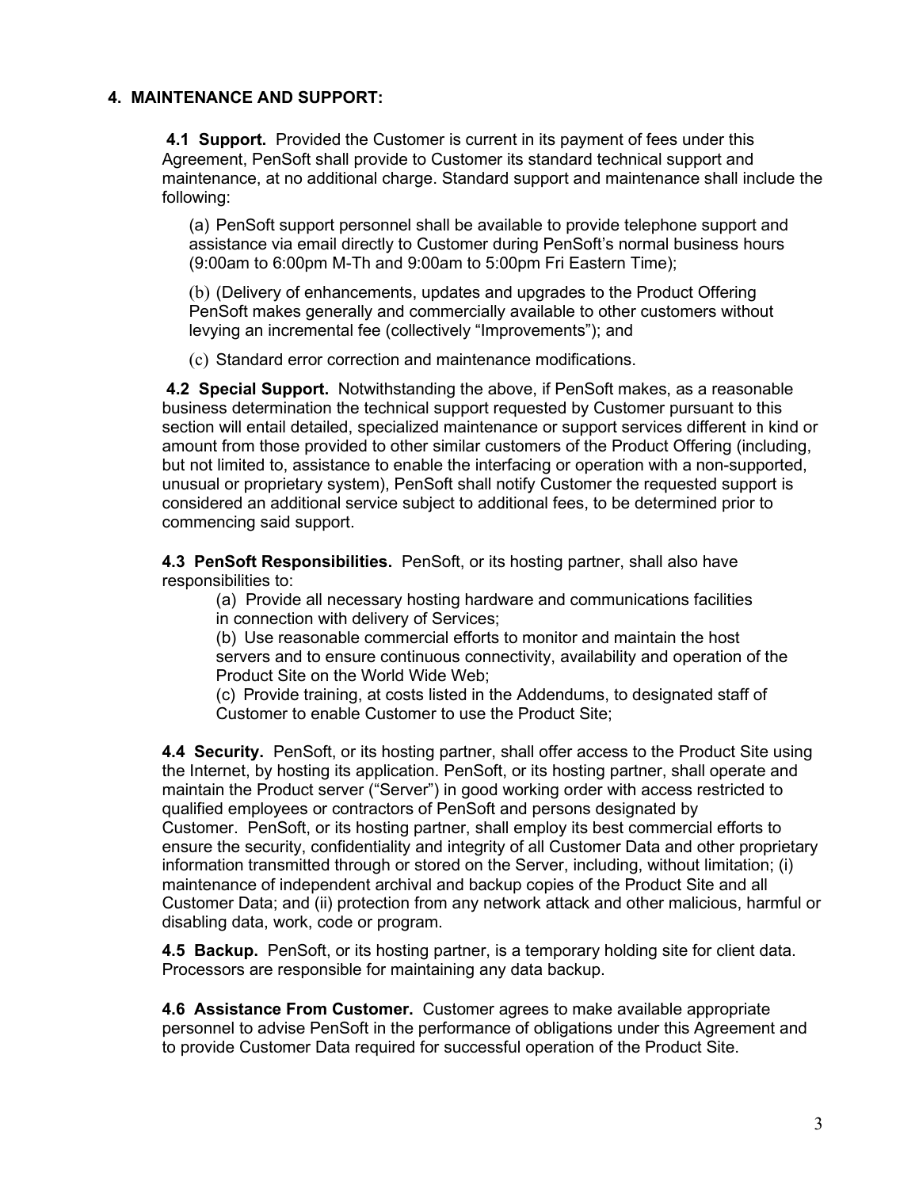## 4. MAINTENANCE AND SUPPORT:

**4.1 Support.** Provided the Customer is current in its payment of fees under this Agreement, PenSoft shall provide to Customer its standard technical support and maintenance, at no additional charge. Standard support and maintenance shall include the following:

(a) PenSoft support personnel shall be available to provide telephone support and assistance via email directly to Customer during PenSoft's normal business hours (9:00am to 6:00pm M-Th and 9:00am to 5:00pm Fri Eastern Time);

(b) (Delivery of enhancements, updates and upgrades to the Product Offering PenSoft makes generally and commercially available to other customers without levying an incremental fee (collectively "Improvements"); and

(c) Standard error correction and maintenance modifications.

**4.2 Special Support.** Notwithstanding the above, if PenSoft makes, as a reasonable business determination the technical support requested by Customer pursuant to this section will entail detailed, specialized maintenance or support services different in kind or amount from those provided to other similar customers of the Product Offering (including, but not limited to, assistance to enable the interfacing or operation with a non-supported, unusual or proprietary system), PenSoft shall notify Customer the requested support is considered an additional service subject to additional fees, to be determined prior to commencing said support.

**4.3 PenSoft Responsibilities.** PenSoft, or its hosting partner, shall also have responsibilities to:

(a) Provide all necessary hosting hardware and communications facilities in connection with delivery of Services;

(b) Use reasonable commercial efforts to monitor and maintain the host servers and to ensure continuous connectivity, availability and operation of the Product Site on the World Wide Web;

(c) Provide training, at costs listed in the Addendums, to designated staff of Customer to enable Customer to use the Product Site;

**4.4 Security.** PenSoft, or its hosting partner, shall offer access to the Product Site using the Internet, by hosting its application. PenSoft, or its hosting partner, shall operate and maintain the Product server ("Server") in good working order with access restricted to qualified employees or contractors of PenSoft and persons designated by Customer. PenSoft, or its hosting partner, shall employ its best commercial efforts to ensure the security, confidentiality and integrity of all Customer Data and other proprietary information transmitted through or stored on the Server, including, without limitation; (i) maintenance of independent archival and backup copies of the Product Site and all Customer Data; and (ii) protection from any network attack and other malicious, harmful or disabling data, work, code or program.

**4.5 Backup.** PenSoft, or its hosting partner, is a temporary holding site for client data. Processors are responsible for maintaining any data backup.

**4.6 Assistance From Customer.** Customer agrees to make available appropriate personnel to advise PenSoft in the performance of obligations under this Agreement and to provide Customer Data required for successful operation of the Product Site.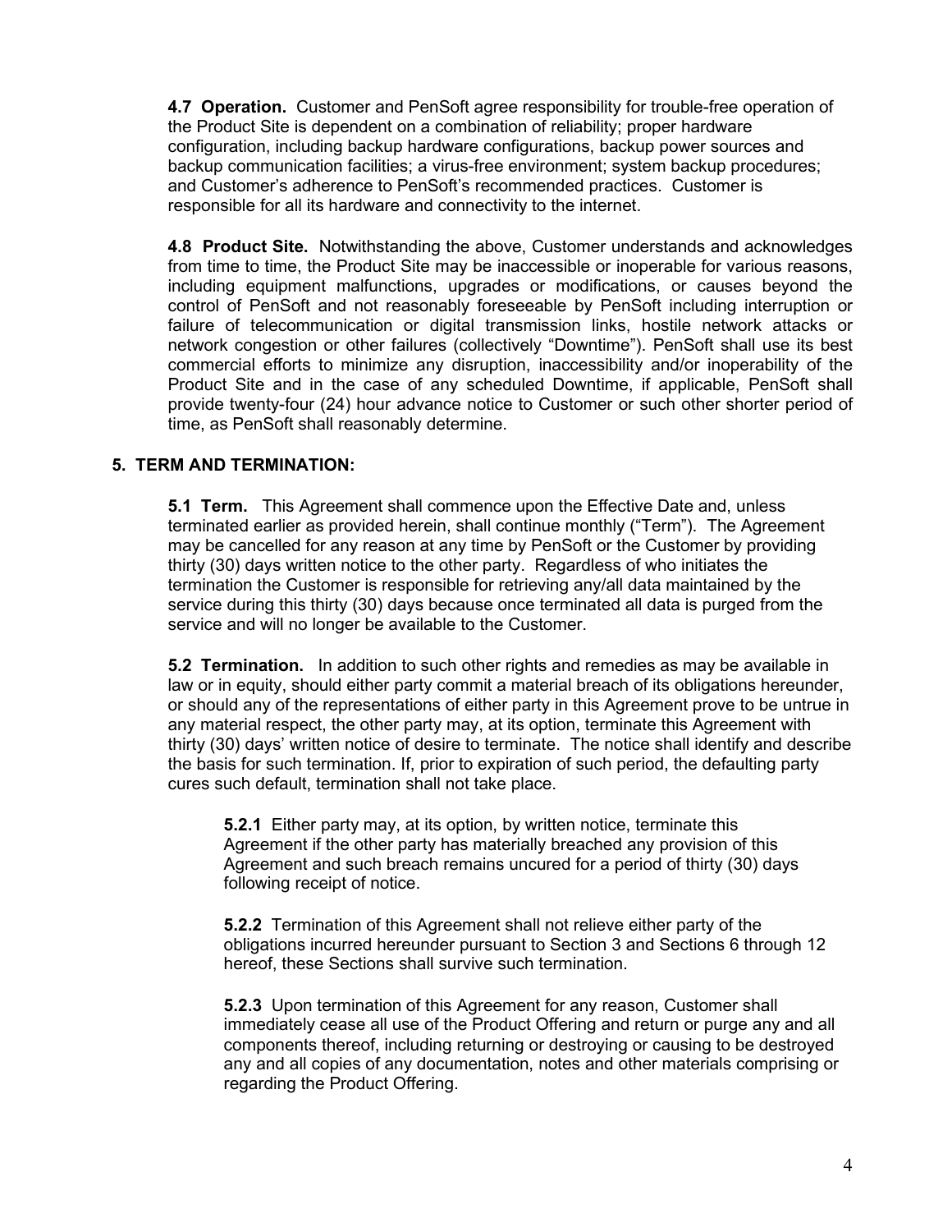**4.7 Operation.** Customer and PenSoft agree responsibility for trouble-free operation of the Product Site is dependent on a combination of reliability; proper hardware configuration, including backup hardware configurations, backup power sources and backup communication facilities; a virus-free environment; system backup procedures; and Customer's adherence to PenSoft's recommended practices. Customer is responsible for all its hardware and connectivity to the internet.

**4.8 Product Site.** Notwithstanding the above, Customer understands and acknowledges from time to time, the Product Site may be inaccessible or inoperable for various reasons, including equipment malfunctions, upgrades or modifications, or causes beyond the control of PenSoft and not reasonably foreseeable by PenSoft including interruption or failure of telecommunication or digital transmission links, hostile network attacks or network congestion or other failures (collectively "Downtime"). PenSoft shall use its best commercial efforts to minimize any disruption, inaccessibility and/or inoperability of the Product Site and in the case of any scheduled Downtime, if applicable, PenSoft shall provide twenty-four (24) hour advance notice to Customer or such other shorter period of time, as PenSoft shall reasonably determine.

## 5. TERM AND TERMINATION:

**5.1 Term.** This Agreement shall commence upon the Effective Date and, unless terminated earlier as provided herein, shall continue monthly ("Term"). The Agreement may be cancelled for any reason at any time by PenSoft or the Customer by providing thirty (30) days written notice to the other party. Regardless of who initiates the termination the Customer is responsible for retrieving any/all data maintained by the service during this thirty (30) days because once terminated all data is purged from the service and will no longer be available to the Customer.

**5.2 Termination.** In addition to such other rights and remedies as may be available in law or in equity, should either party commit a material breach of its obligations hereunder, or should any of the representations of either party in this Agreement prove to be untrue in any material respect, the other party may, at its option, terminate this Agreement with thirty (30) days' written notice of desire to terminate. The notice shall identify and describe the basis for such termination. If, prior to expiration of such period, the defaulting party cures such default, termination shall not take place.

**5.2.1** Either party may, at its option, by written notice, terminate this Agreement if the other party has materially breached any provision of this Agreement and such breach remains uncured for a period of thirty (30) days following receipt of notice.

**5.2.2** Termination of this Agreement shall not relieve either party of the obligations incurred hereunder pursuant to Section 3 and Sections 6 through 12 hereof, these Sections shall survive such termination.

**5.2.3** Upon termination of this Agreement for any reason, Customer shall immediately cease all use of the Product Offering and return or purge any and all components thereof, including returning or destroying or causing to be destroyed any and all copies of any documentation, notes and other materials comprising or regarding the Product Offering.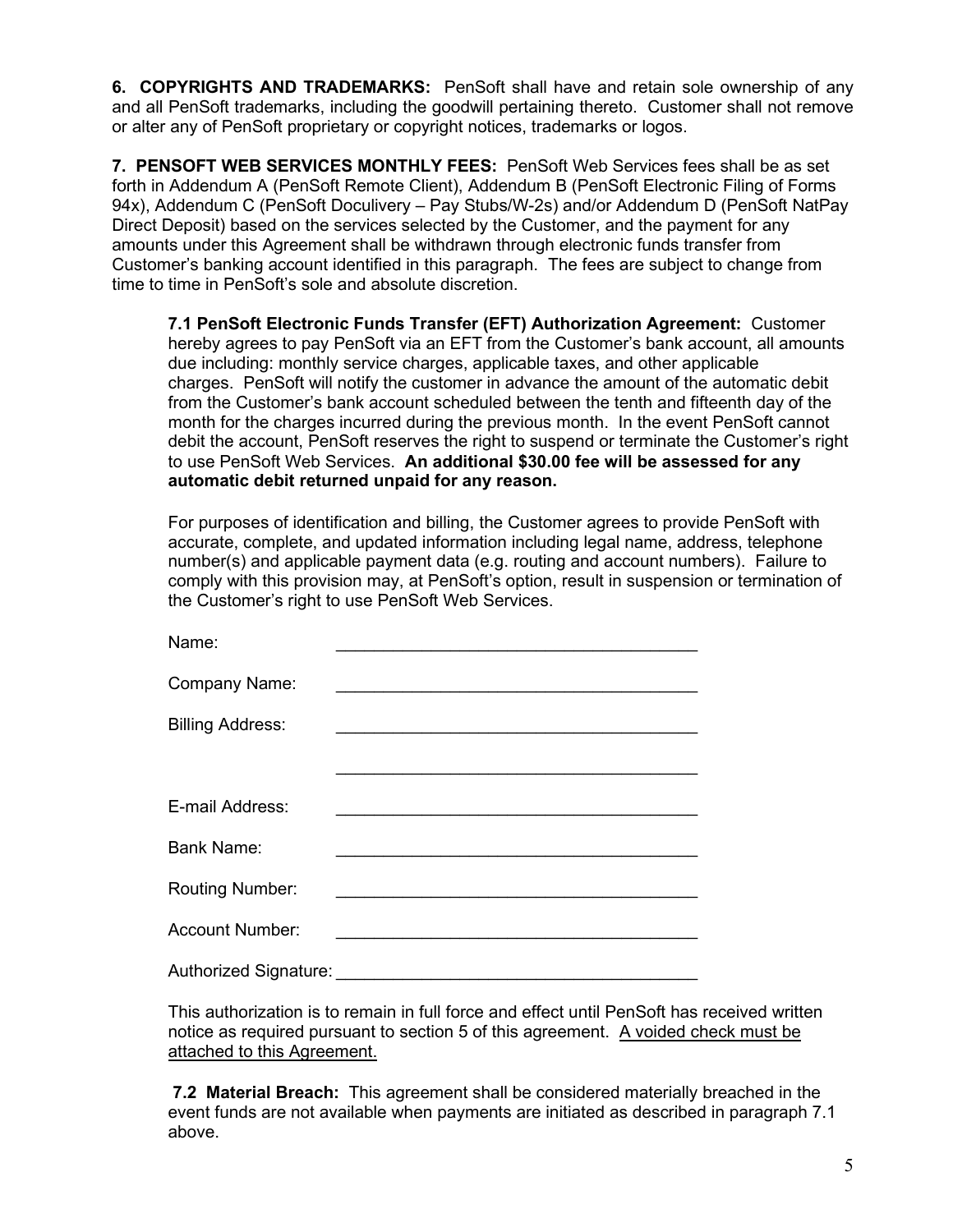**6. COPYRIGHTS AND TRADEMARKS:** PenSoft shall have and retain sole ownership of any and all PenSoft trademarks, including the goodwill pertaining thereto. Customer shall not remove or alter any of PenSoft proprietary or copyright notices, trademarks or logos.

**7. PENSOFT WEB SERVICES MONTHLY FEES:** PenSoft Web Services fees shall be as set forth in Addendum A (PenSoft Remote Client), Addendum B (PenSoft Electronic Filing of Forms 94x), Addendum C (PenSoft Doculivery – Pay Stubs/W-2s) and/or Addendum D (PenSoft NatPay Direct Deposit) based on the services selected by the Customer, and the payment for any amounts under this Agreement shall be withdrawn through electronic funds transfer from Customer's banking account identified in this paragraph. The fees are subject to change from time to time in PenSoft's sole and absolute discretion.

**7.1 PenSoft Electronic Funds Transfer (EFT) Authorization Agreement:** Customer hereby agrees to pay PenSoft via an EFT from the Customer's bank account, all amounts due including: monthly service charges, applicable taxes, and other applicable charges. PenSoft will notify the customer in advance the amount of the automatic debit from the Customer's bank account scheduled between the tenth and fifteenth day of the month for the charges incurred during the previous month. In the event PenSoft cannot debit the account, PenSoft reserves the right to suspend or terminate the Customer's right to use PenSoft Web Services. **An additional $30.00 fee will be assessed for any automatic debit returned unpaid for any reason.**

For purposes of identification and billing, the Customer agrees to provide PenSoft with accurate, complete, and updated information including legal name, address, telephone number(s) and applicable payment data (e.g. routing and account numbers). Failure to comply with this provision may, at PenSoft's option, result in suspension or termination of the Customer's right to use PenSoft Web Services.

Name: ______________________________________

Company Name: ______________________________________

Billing Address: ______________________________________

______________________________________

E-mail Address: ______________________________________

Bank Name: ______________________________________

Routing Number: ______________________________________

Account Number: ______________________________________

Authorized Signature: ______________________________________

This authorization is to remain in full force and effect until PenSoft has received written notice as required pursuant to section 5 of this agreement. <u>A voided check must be attached to this Agreement.</u>

**7.2 Material Breach:** This agreement shall be considered materially breached in the event funds are not available when payments are initiated as described in paragraph 7.1 above.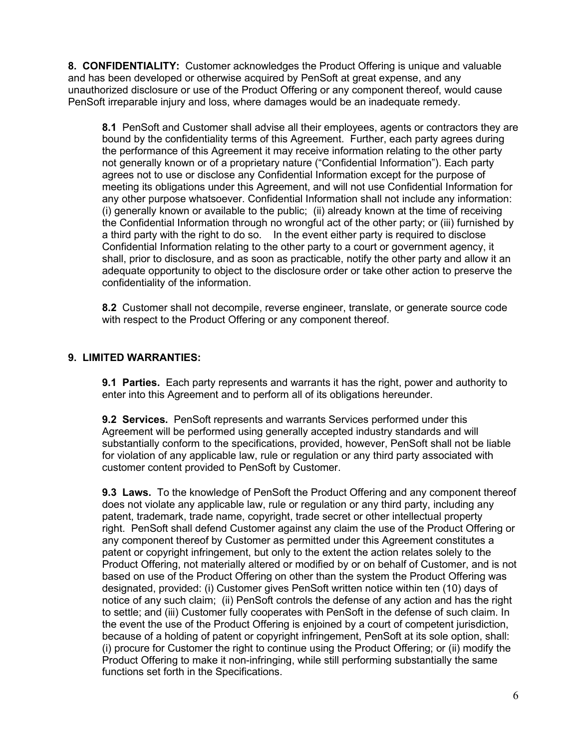**8. CONFIDENTIALITY:** Customer acknowledges the Product Offering is unique and valuable and has been developed or otherwise acquired by PenSoft at great expense, and any unauthorized disclosure or use of the Product Offering or any component thereof, would cause PenSoft irreparable injury and loss, where damages would be an inadequate remedy.

**8.1** PenSoft and Customer shall advise all their employees, agents or contractors they are bound by the confidentiality terms of this Agreement. Further, each party agrees during the performance of this Agreement it may receive information relating to the other party not generally known or of a proprietary nature ("Confidential Information"). Each party agrees not to use or disclose any Confidential Information except for the purpose of meeting its obligations under this Agreement, and will not use Confidential Information for any other purpose whatsoever. Confidential Information shall not include any information: (i) generally known or available to the public; (ii) already known at the time of receiving the Confidential Information through no wrongful act of the other party; or (iii) furnished by a third party with the right to do so. In the event either party is required to disclose Confidential Information relating to the other party to a court or government agency, it shall, prior to disclosure, and as soon as practicable, notify the other party and allow it an adequate opportunity to object to the disclosure order or take other action to preserve the confidentiality of the information.

**8.2** Customer shall not decompile, reverse engineer, translate, or generate source code with respect to the Product Offering or any component thereof.

**9. LIMITED WARRANTIES:**

**9.1 Parties.** Each party represents and warrants it has the right, power and authority to enter into this Agreement and to perform all of its obligations hereunder.

**9.2 Services.** PenSoft represents and warrants Services performed under this Agreement will be performed using generally accepted industry standards and will substantially conform to the specifications, provided, however, PenSoft shall not be liable for violation of any applicable law, rule or regulation or any third party associated with customer content provided to PenSoft by Customer.

**9.3 Laws.** To the knowledge of PenSoft the Product Offering and any component thereof does not violate any applicable law, rule or regulation or any third party, including any patent, trademark, trade name, copyright, trade secret or other intellectual property right. PenSoft shall defend Customer against any claim the use of the Product Offering or any component thereof by Customer as permitted under this Agreement constitutes a patent or copyright infringement, but only to the extent the action relates solely to the Product Offering, not materially altered or modified by or on behalf of Customer, and is not based on use of the Product Offering on other than the system the Product Offering was designated, provided: (i) Customer gives PenSoft written notice within ten (10) days of notice of any such claim; (ii) PenSoft controls the defense of any action and has the right to settle; and (iii) Customer fully cooperates with PenSoft in the defense of such claim. In the event the use of the Product Offering is enjoined by a court of competent jurisdiction, because of a holding of patent or copyright infringement, PenSoft at its sole option, shall: (i) procure for Customer the right to continue using the Product Offering; or (ii) modify the Product Offering to make it non-infringing, while still performing substantially the same functions set forth in the Specifications.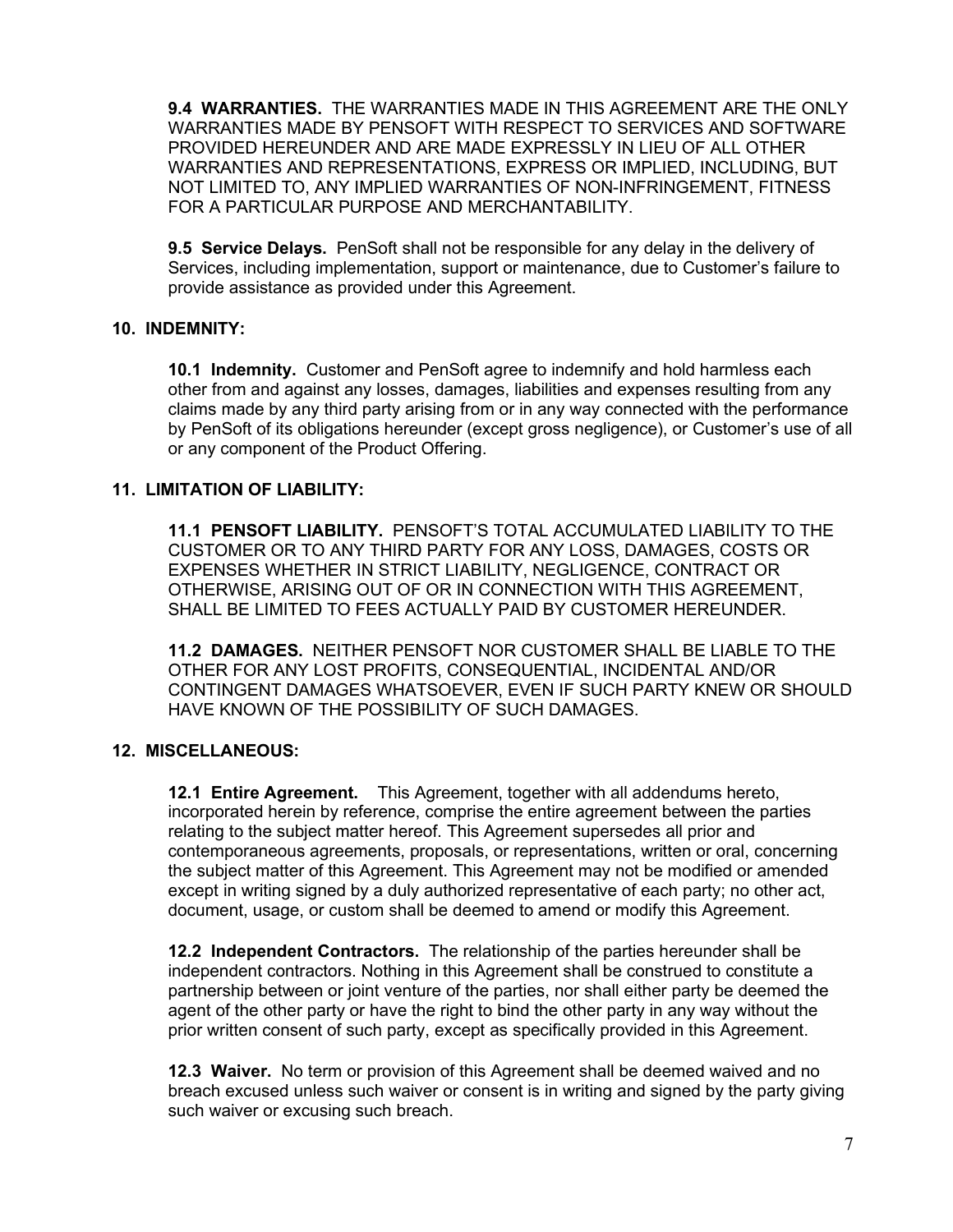**9.4 WARRANTIES.** THE WARRANTIES MADE IN THIS AGREEMENT ARE THE ONLY WARRANTIES MADE BY PENSOFT WITH RESPECT TO SERVICES AND SOFTWARE PROVIDED HEREUNDER AND ARE MADE EXPRESSLY IN LIEU OF ALL OTHER WARRANTIES AND REPRESENTATIONS, EXPRESS OR IMPLIED, INCLUDING, BUT NOT LIMITED TO, ANY IMPLIED WARRANTIES OF NON-INFRINGEMENT, FITNESS FOR A PARTICULAR PURPOSE AND MERCHANTABILITY.

**9.5 Service Delays.** PenSoft shall not be responsible for any delay in the delivery of Services, including implementation, support or maintenance, due to Customer's failure to provide assistance as provided under this Agreement.

## 10. INDEMNITY:

**10.1 Indemnity.** Customer and PenSoft agree to indemnify and hold harmless each other from and against any losses, damages, liabilities and expenses resulting from any claims made by any third party arising from or in any way connected with the performance by PenSoft of its obligations hereunder (except gross negligence), or Customer's use of all or any component of the Product Offering.

## 11. LIMITATION OF LIABILITY:

**11.1 PENSOFT LIABILITY.** PENSOFT'S TOTAL ACCUMULATED LIABILITY TO THE CUSTOMER OR TO ANY THIRD PARTY FOR ANY LOSS, DAMAGES, COSTS OR EXPENSES WHETHER IN STRICT LIABILITY, NEGLIGENCE, CONTRACT OR OTHERWISE, ARISING OUT OF OR IN CONNECTION WITH THIS AGREEMENT, SHALL BE LIMITED TO FEES ACTUALLY PAID BY CUSTOMER HEREUNDER.

**11.2 DAMAGES.** NEITHER PENSOFT NOR CUSTOMER SHALL BE LIABLE TO THE OTHER FOR ANY LOST PROFITS, CONSEQUENTIAL, INCIDENTAL AND/OR CONTINGENT DAMAGES WHATSOEVER, EVEN IF SUCH PARTY KNEW OR SHOULD HAVE KNOWN OF THE POSSIBILITY OF SUCH DAMAGES.

## 12. MISCELLANEOUS:

**12.1 Entire Agreement.** This Agreement, together with all addendums hereto, incorporated herein by reference, comprise the entire agreement between the parties relating to the subject matter hereof. This Agreement supersedes all prior and contemporaneous agreements, proposals, or representations, written or oral, concerning the subject matter of this Agreement. This Agreement may not be modified or amended except in writing signed by a duly authorized representative of each party; no other act, document, usage, or custom shall be deemed to amend or modify this Agreement.

**12.2 Independent Contractors.** The relationship of the parties hereunder shall be independent contractors. Nothing in this Agreement shall be construed to constitute a partnership between or joint venture of the parties, nor shall either party be deemed the agent of the other party or have the right to bind the other party in any way without the prior written consent of such party, except as specifically provided in this Agreement.

**12.3 Waiver.** No term or provision of this Agreement shall be deemed waived and no breach excused unless such waiver or consent is in writing and signed by the party giving such waiver or excusing such breach.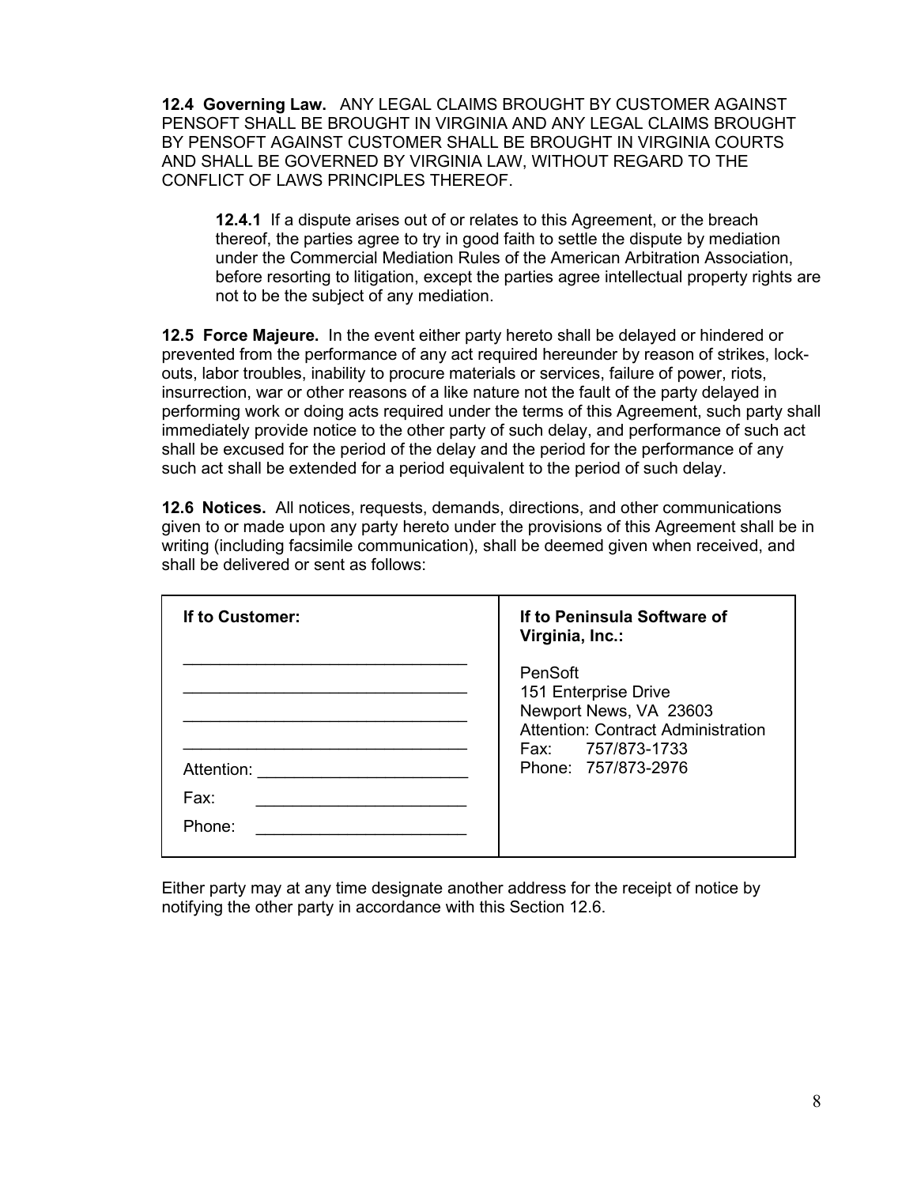**12.4 Governing Law.** ANY LEGAL CLAIMS BROUGHT BY CUSTOMER AGAINST PENSOFT SHALL BE BROUGHT IN VIRGINIA AND ANY LEGAL CLAIMS BROUGHT BY PENSOFT AGAINST CUSTOMER SHALL BE BROUGHT IN VIRGINIA COURTS AND SHALL BE GOVERNED BY VIRGINIA LAW, WITHOUT REGARD TO THE CONFLICT OF LAWS PRINCIPLES THEREOF.

> **12.4.1** If a dispute arises out of or relates to this Agreement, or the breach thereof, the parties agree to try in good faith to settle the dispute by mediation under the Commercial Mediation Rules of the American Arbitration Association, before resorting to litigation, except the parties agree intellectual property rights are not to be the subject of any mediation.

**12.5 Force Majeure.** In the event either party hereto shall be delayed or hindered or prevented from the performance of any act required hereunder by reason of strikes, lock-outs, labor troubles, inability to procure materials or services, failure of power, riots, insurrection, war or other reasons of a like nature not the fault of the party delayed in performing work or doing acts required under the terms of this Agreement, such party shall immediately provide notice to the other party of such delay, and performance of such act shall be excused for the period of the delay and the period for the performance of any such act shall be extended for a period equivalent to the period of such delay.

**12.6 Notices.** All notices, requests, demands, directions, and other communications given to or made upon any party hereto under the provisions of this Agreement shall be in writing (including facsimile communication), shall be deemed given when received, and shall be delivered or sent as follows:

| **If to Customer:** | **If to Peninsula Software of Virginia, Inc.:** |
|---|---|
| ______________________________ | PenSoft |
| ______________________________ | 151 Enterprise Drive |
| ______________________________ | Newport News, VA 23603 |
| ______________________________ | Attention: Contract Administration |
| Attention: ______________________ | Fax: 757/873-1733 |
| Fax: ______________________ | Phone: 757/873-2976 |
| Phone: ______________________ | |

Either party may at any time designate another address for the receipt of notice by notifying the other party in accordance with this Section 12.6.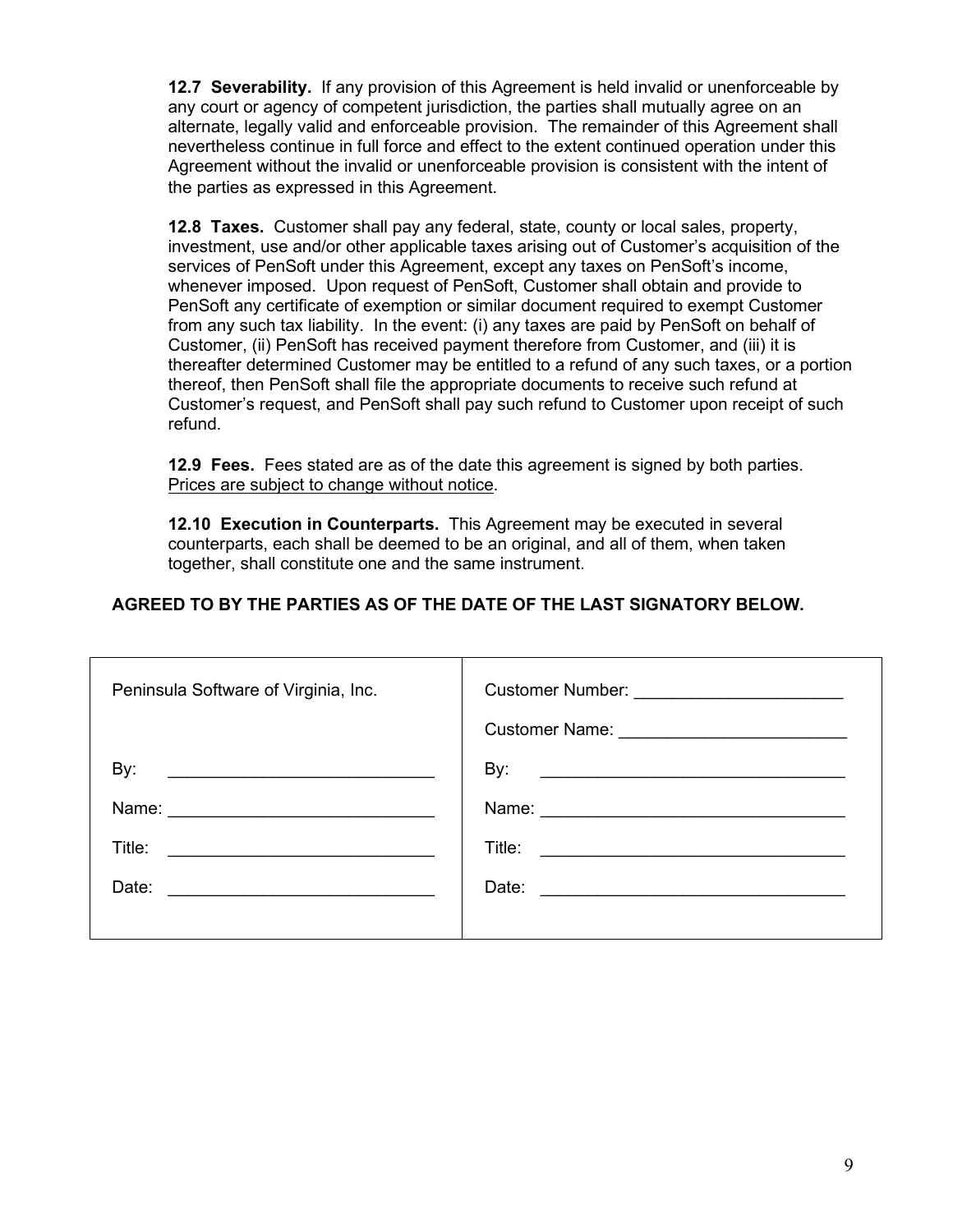**12.7 Severability.** If any provision of this Agreement is held invalid or unenforceable by any court or agency of competent jurisdiction, the parties shall mutually agree on an alternate, legally valid and enforceable provision. The remainder of this Agreement shall nevertheless continue in full force and effect to the extent continued operation under this Agreement without the invalid or unenforceable provision is consistent with the intent of the parties as expressed in this Agreement.

**12.8 Taxes.** Customer shall pay any federal, state, county or local sales, property, investment, use and/or other applicable taxes arising out of Customer's acquisition of the services of PenSoft under this Agreement, except any taxes on PenSoft's income, whenever imposed. Upon request of PenSoft, Customer shall obtain and provide to PenSoft any certificate of exemption or similar document required to exempt Customer from any such tax liability. In the event: (i) any taxes are paid by PenSoft on behalf of Customer, (ii) PenSoft has received payment therefore from Customer, and (iii) it is thereafter determined Customer may be entitled to a refund of any such taxes, or a portion thereof, then PenSoft shall file the appropriate documents to receive such refund at Customer's request, and PenSoft shall pay such refund to Customer upon receipt of such refund.

**12.9 Fees.** Fees stated are as of the date this agreement is signed by both parties. <u>Prices are subject to change without notice</u>.

**12.10 Execution in Counterparts.** This Agreement may be executed in several counterparts, each shall be deemed to be an original, and all of them, when taken together, shall constitute one and the same instrument.

**AGREED TO BY THE PARTIES AS OF THE DATE OF THE LAST SIGNATORY BELOW.**

| Peninsula Software of Virginia, Inc. | Customer Number: ______________________ |
|---|---|
| | Customer Name: ________________________ |
| By: ____________________________ | By: ________________________________ |
| Name: ____________________________ | Name: ________________________________ |
| Title: ____________________________ | Title: ________________________________ |
| Date: ____________________________ | Date: ________________________________ |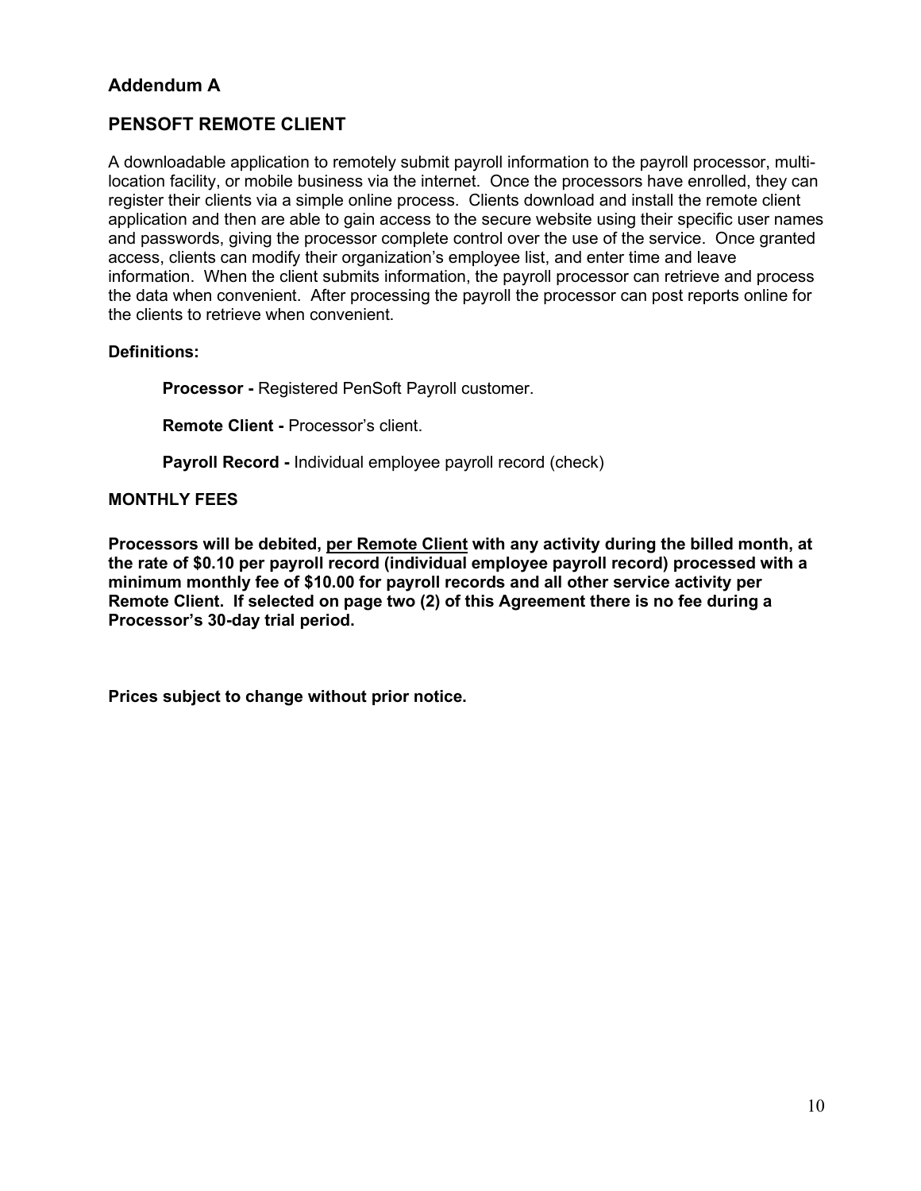## Addendum A

## PENSOFT REMOTE CLIENT

A downloadable application to remotely submit payroll information to the payroll processor, multi-location facility, or mobile business via the internet. Once the processors have enrolled, they can register their clients via a simple online process. Clients download and install the remote client application and then are able to gain access to the secure website using their specific user names and passwords, giving the processor complete control over the use of the service. Once granted access, clients can modify their organization's employee list, and enter time and leave information. When the client submits information, the payroll processor can retrieve and process the data when convenient. After processing the payroll the processor can post reports online for the clients to retrieve when convenient.

**Definitions:**

> **Processor -** Registered PenSoft Payroll customer.
>
> **Remote Client -** Processor's client.
>
> **Payroll Record -** Individual employee payroll record (check)

**MONTHLY FEES**

**Processors will be debited, <u>per Remote Client</u> with any activity during the billed month, at the rate of $0.10 per payroll record (individual employee payroll record) processed with a minimum monthly fee of $10.00 for payroll records and all other service activity per Remote Client. If selected on page two (2) of this Agreement there is no fee during a Processor's 30-day trial period.**

**Prices subject to change without prior notice.**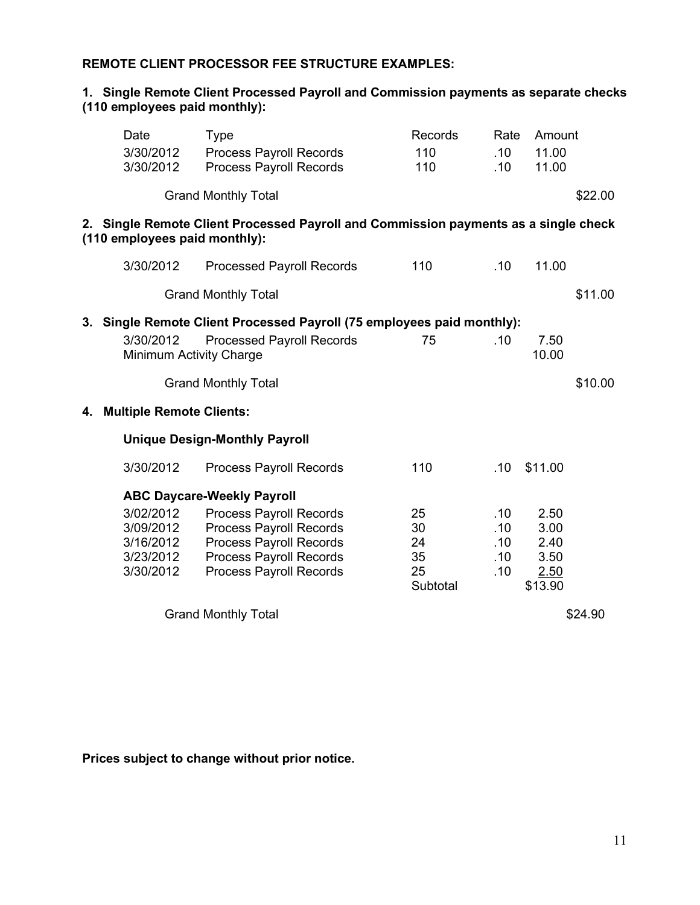**REMOTE CLIENT PROCESSOR FEE STRUCTURE EXAMPLES:**

**1. Single Remote Client Processed Payroll and Commission payments as separate checks (110 employees paid monthly):**

| Date | Type | Records | Rate | Amount | |
|---|---|---|---|---|---|
| 3/30/2012 | Process Payroll Records | 110 | .10 | 11.00 | |
| 3/30/2012 | Process Payroll Records | 110 | .10 | 11.00 | |
| | Grand Monthly Total | | | | $22.00 |

**2. Single Remote Client Processed Payroll and Commission payments as a single check (110 employees paid monthly):**

| Date | Type | Records | Rate | Amount | |
|---|---|---|---|---|---|
| 3/30/2012 | Processed Payroll Records | 110 | .10 | 11.00 | |
| | Grand Monthly Total | | | | $11.00 |

**3. Single Remote Client Processed Payroll (75 employees paid monthly):**

| Date | Type | Records | Rate | Amount | |
|---|---|---|---|---|---|
| 3/30/2012 | Processed Payroll Records | 75 | .10 | 7.50 | |
| Minimum Activity Charge | | | | 10.00 | |
| | Grand Monthly Total | | | | $10.00 |

**4. Multiple Remote Clients:**

**Unique Design-Monthly Payroll**

| Date | Type | Records | Rate | Amount |
|---|---|---|---|---|
| 3/30/2012 | Process Payroll Records | 110 | .10 | $11.00 |

**ABC Daycare-Weekly Payroll**

| Date | Type | Records | Rate | Amount | |
|---|---|---|---|---|---|
| 3/02/2012 | Process Payroll Records | 25 | .10 | 2.50 | |
| 3/09/2012 | Process Payroll Records | 30 | .10 | 3.00 | |
| 3/16/2012 | Process Payroll Records | 24 | .10 | 2.40 | |
| 3/23/2012 | Process Payroll Records | 35 | .10 | 3.50 | |
| 3/30/2012 | Process Payroll Records | 25 | .10 | 2.50 | |
| | | Subtotal | | $13.90 | |
| | Grand Monthly Total | | | | $24.90 |

**Prices subject to change without prior notice.**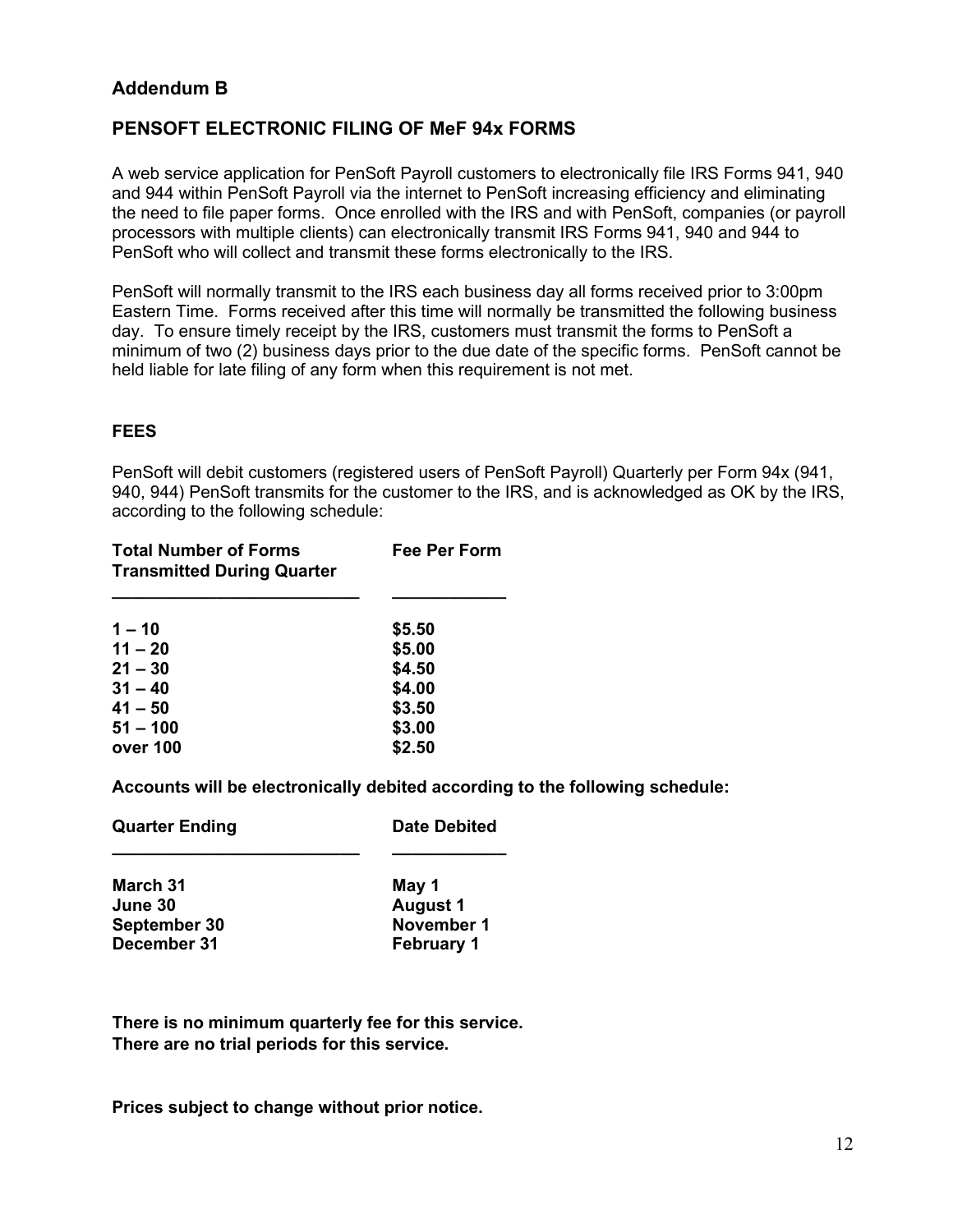## Addendum B

## PENSOFT ELECTRONIC FILING OF MeF 94x FORMS

A web service application for PenSoft Payroll customers to electronically file IRS Forms 941, 940 and 944 within PenSoft Payroll via the internet to PenSoft increasing efficiency and eliminating the need to file paper forms. Once enrolled with the IRS and with PenSoft, companies (or payroll processors with multiple clients) can electronically transmit IRS Forms 941, 940 and 944 to PenSoft who will collect and transmit these forms electronically to the IRS.

PenSoft will normally transmit to the IRS each business day all forms received prior to 3:00pm Eastern Time. Forms received after this time will normally be transmitted the following business day. To ensure timely receipt by the IRS, customers must transmit the forms to PenSoft a minimum of two (2) business days prior to the due date of the specific forms. PenSoft cannot be held liable for late filing of any form when this requirement is not met.

### FEES

PenSoft will debit customers (registered users of PenSoft Payroll) Quarterly per Form 94x (941, 940, 944) PenSoft transmits for the customer to the IRS, and is acknowledged as OK by the IRS, according to the following schedule:

| Total Number of Forms Transmitted During Quarter | Fee Per Form |
|---|---|
| 1 – 10 | $5.50 |
| 11 – 20 | $5.00 |
| 21 – 30 | $4.50 |
| 31 – 40 | $4.00 |
| 41 – 50 | $3.50 |
| 51 – 100 | $3.00 |
| over 100 | $2.50 |

**Accounts will be electronically debited according to the following schedule:**

| Quarter Ending | Date Debited |
|---|---|
| March 31 | May 1 |
| June 30 | August 1 |
| September 30 | November 1 |
| December 31 | February 1 |

**There is no minimum quarterly fee for this service.**
**There are no trial periods for this service.**

**Prices subject to change without prior notice.**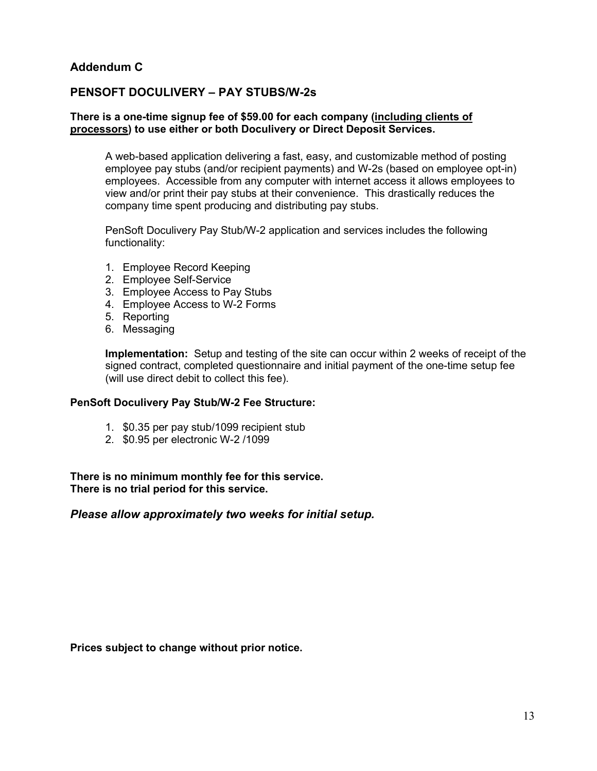## Addendum C

## PENSOFT DOCULIVERY – PAY STUBS/W-2s

**There is a one-time signup fee of $59.00 for each company (<u>including clients of processors</u>) to use either or both Doculivery or Direct Deposit Services.**

A web-based application delivering a fast, easy, and customizable method of posting employee pay stubs (and/or recipient payments) and W-2s (based on employee opt-in) employees. Accessible from any computer with internet access it allows employees to view and/or print their pay stubs at their convenience. This drastically reduces the company time spent producing and distributing pay stubs.

PenSoft Doculivery Pay Stub/W-2 application and services includes the following functionality:

1. Employee Record Keeping
2. Employee Self-Service
3. Employee Access to Pay Stubs
4. Employee Access to W-2 Forms
5. Reporting
6. Messaging

**Implementation:** Setup and testing of the site can occur within 2 weeks of receipt of the signed contract, completed questionnaire and initial payment of the one-time setup fee (will use direct debit to collect this fee).

**PenSoft Doculivery Pay Stub/W-2 Fee Structure:**

1. $0.35 per pay stub/1099 recipient stub
2. $0.95 per electronic W-2 /1099

**There is no minimum monthly fee for this service.**
**There is no trial period for this service.**

***Please allow approximately two weeks for initial setup.***

**Prices subject to change without prior notice.**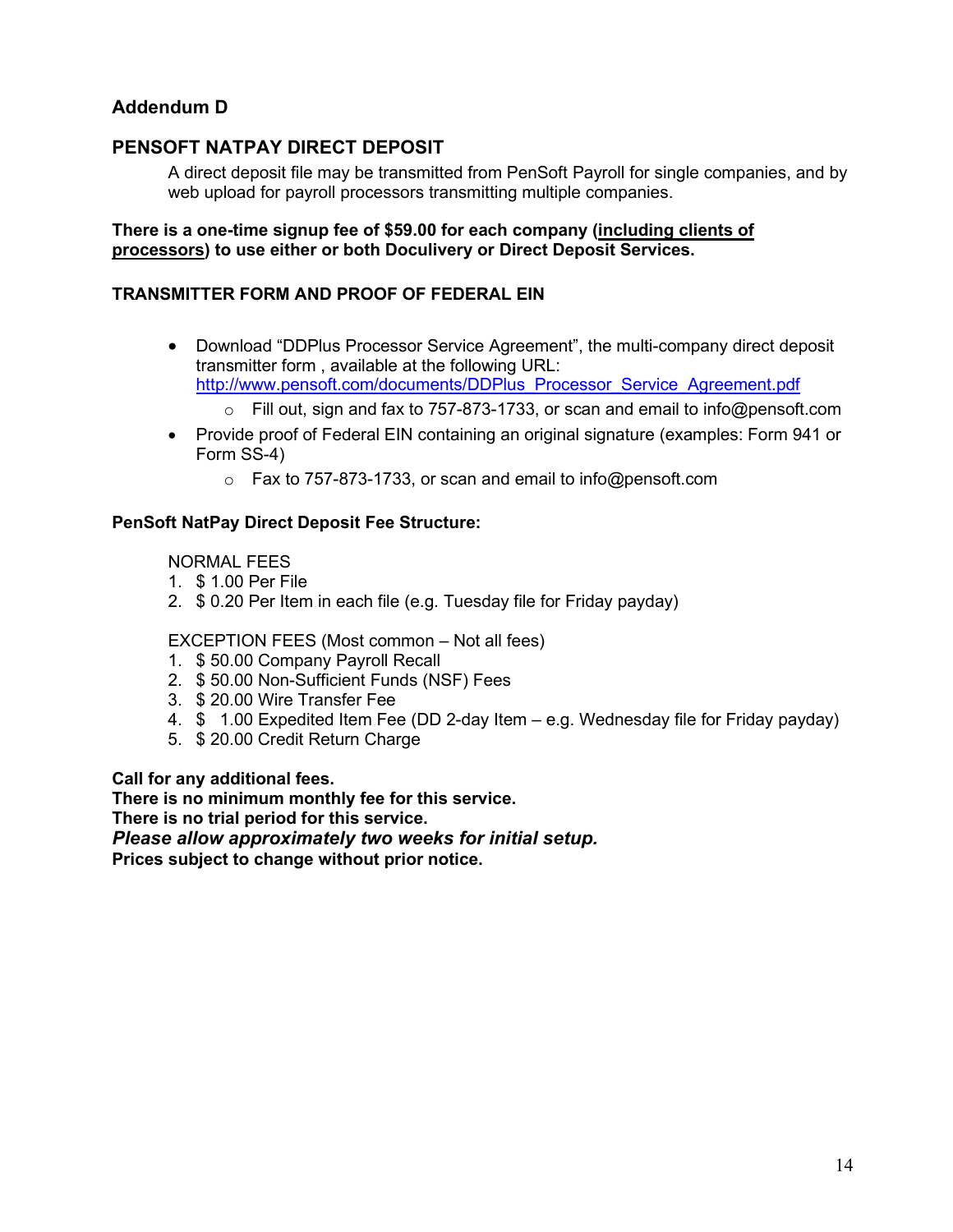## Addendum D

## PENSOFT NATPAY DIRECT DEPOSIT

A direct deposit file may be transmitted from PenSoft Payroll for single companies, and by web upload for payroll processors transmitting multiple companies.

**There is a one-time signup fee of $59.00 for each company (<u>including clients of processors</u>) to use either or both Doculivery or Direct Deposit Services.**

**TRANSMITTER FORM AND PROOF OF FEDERAL EIN**

- Download "DDPlus Processor Service Agreement", the multi-company direct deposit transmitter form , available at the following URL: http://www.pensoft.com/documents/DDPlus_Processor_Service_Agreement.pdf
  - Fill out, sign and fax to 757-873-1733, or scan and email to info@pensoft.com
- Provide proof of Federal EIN containing an original signature (examples: Form 941 or Form SS-4)
  - Fax to 757-873-1733, or scan and email to info@pensoft.com

**PenSoft NatPay Direct Deposit Fee Structure:**

NORMAL FEES

1. $ 1.00 Per File
2. $ 0.20 Per Item in each file (e.g. Tuesday file for Friday payday)

EXCEPTION FEES (Most common – Not all fees)

1. $ 50.00 Company Payroll Recall
2. $ 50.00 Non-Sufficient Funds (NSF) Fees
3. $ 20.00 Wire Transfer Fee
4. $ 1.00 Expedited Item Fee (DD 2-day Item – e.g. Wednesday file for Friday payday)
5. $ 20.00 Credit Return Charge

**Call for any additional fees.**
**There is no minimum monthly fee for this service.**
**There is no trial period for this service.**
***Please allow approximately two weeks for initial setup.***
**Prices subject to change without prior notice.**